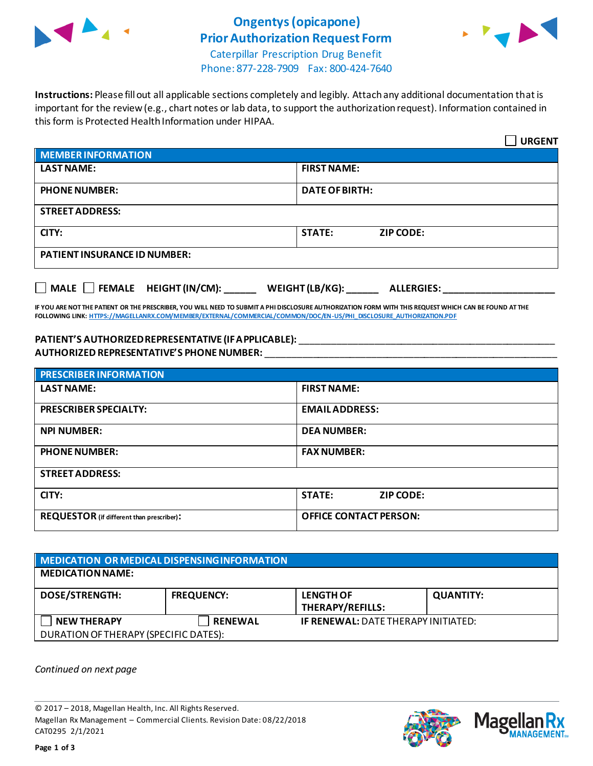# Ongentys (opicapone) Prior Authorization Request Form

Caterpillar Prescription Drug Benefit

Phone: 877-228-7909 Fax: 800-424-7640

**Instructions:** Please fill out all applicable sections completely and legibly. Attach any additional documentation that is important for the review (e.g., chart notes or lab data, to support the authorization request). Information contained in this form is Protected Health Information under HIPAA.

☐ **URGENT**

| MEMBER INFORMATION | |
|---|---|
| **LAST NAME:** | **FIRST NAME:** |
| **PHONE NUMBER:** | **DATE OF BIRTH:** |
| **STREET ADDRESS:** | |
| **CITY:** | **STATE:** **ZIP CODE:** |
| **PATIENT INSURANCE ID NUMBER:** | |

☐ **MALE** ☐ **FEMALE** **HEIGHT (IN/CM):** ______ **WEIGHT (LB/KG):** ______ **ALLERGIES:** ____________________

**IF YOU ARE NOT THE PATIENT OR THE PRESCRIBER, YOU WILL NEED TO SUBMIT A PHI DISCLOSURE AUTHORIZATION FORM WITH THIS REQUEST WHICH CAN BE FOUND AT THE FOLLOWING LINK: HTTPS://MAGELLANRX.COM/MEMBER/EXTERNAL/COMMERCIAL/COMMON/DOC/EN-US/PHI_DISCLOSURE_AUTHORIZATION.PDF**

**PATIENT'S AUTHORIZED REPRESENTATIVE (IF APPLICABLE):** ____________________________________________

**AUTHORIZED REPRESENTATIVE'S PHONE NUMBER:** ____________________________________________

| PRESCRIBER INFORMATION | |
|---|---|
| **LAST NAME:** | **FIRST NAME:** |
| **PRESCRIBER SPECIALTY:** | **EMAIL ADDRESS:** |
| **NPI NUMBER:** | **DEA NUMBER:** |
| **PHONE NUMBER:** | **FAX NUMBER:** |
| **STREET ADDRESS:** | |
| **CITY:** | **STATE:** **ZIP CODE:** |
| **REQUESTOR** (if different than prescriber)**:** | **OFFICE CONTACT PERSON:** |

| MEDICATION OR MEDICAL DISPENSING INFORMATION | | | |
|---|---|---|---|
| **MEDICATION NAME:** | | | |
| **DOSE/STRENGTH:** | **FREQUENCY:** | **LENGTH OF THERAPY/REFILLS:** | **QUANTITY:** |
| ☐ **NEW THERAPY** | ☐ **RENEWAL** | **IF RENEWAL:** DATE THERAPY INITIATED: | |
| DURATION OF THERAPY (SPECIFIC DATES): | | | |

*Continued on next page*

© 2017 – 2018, Magellan Health, Inc. All Rights Reserved.
Magellan Rx Management – Commercial Clients. Revision Date: 08/22/2018
CAT0295 2/1/2021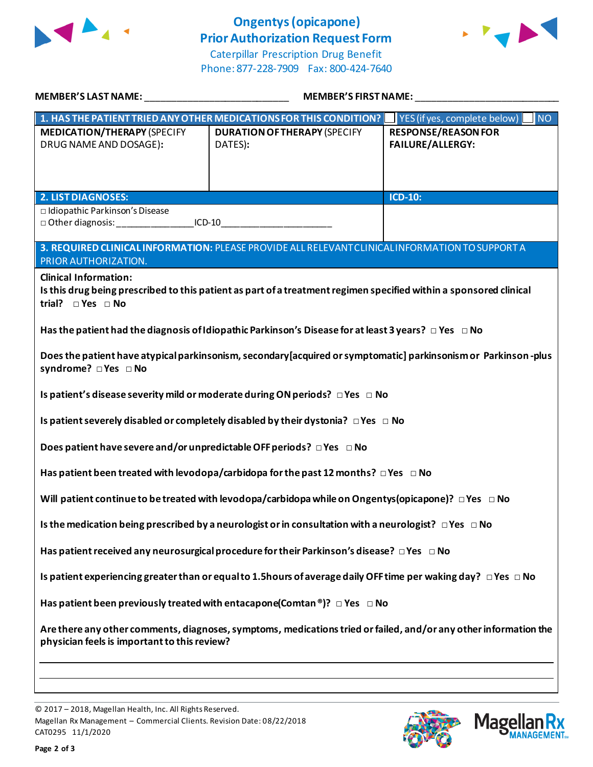# Ongentys (opicapone) Prior Authorization Request Form

Caterpillar Prescription Drug Benefit
Phone: 877-228-7909 Fax: 800-424-7640

**MEMBER'S LAST NAME:** ___________________________ **MEMBER'S FIRST NAME:** ___________________________

| **1. HAS THE PATIENT TRIED ANY OTHER MEDICATIONS FOR THIS CONDITION?** | | ☐ YES (if yes, complete below) ☐ NO |
|---|---|---|
| **MEDICATION/THERAPY** (SPECIFY DRUG NAME AND DOSAGE): | **DURATION OF THERAPY** (SPECIFY DATES): | **RESPONSE/REASON FOR FAILURE/ALLERGY:** |
| | | |

| **2. LIST DIAGNOSES:** | **ICD-10:** |
|---|---|
| □ Idiopathic Parkinson's Disease<br>□ Other diagnosis: _______________ICD-10_____________________ | |

**3. REQUIRED CLINICAL INFORMATION:** PLEASE PROVIDE ALL RELEVANT CLINICAL INFORMATION TO SUPPORT A PRIOR AUTHORIZATION.

**Clinical Information:**

**Is this drug being prescribed to this patient as part of a treatment regimen specified within a sponsored clinical trial?** □ Yes □ No

**Has the patient had the diagnosis of Idiopathic Parkinson's Disease for at least 3 years?** □ Yes □ No

**Does the patient have atypical parkinsonism, secondary [acquired or symptomatic] parkinsonism or Parkinson-plus syndrome?** □ Yes □ No

**Is patient's disease severity mild or moderate during ON periods?** □ Yes □ No

**Is patient severely disabled or completely disabled by their dystonia?** □ Yes □ No

**Does patient have severe and/or unpredictable OFF periods?** □ Yes □ No

**Has patient been treated with levodopa/carbidopa for the past 12 months?** □ Yes □ No

**Will patient continue to be treated with levodopa/carbidopa while on Ongentys (opicapone)?** □ Yes □ No

**Is the medication being prescribed by a neurologist or in consultation with a neurologist?** □ Yes □ No

**Has patient received any neurosurgical procedure for their Parkinson's disease?** □ Yes □ No

**Is patient experiencing greater than or equal to 1.5 hours of average daily OFF time per waking day?** □ Yes □ No

**Has patient been previously treated with entacapone (Comtan®)?** □ Yes □ No

**Are there any other comments, diagnoses, symptoms, medications tried or failed, and/or any other information the physician feels is important to this review?**

_______________________________________________________________________________

_______________________________________________________________________________

© 2017 – 2018, Magellan Health, Inc. All Rights Reserved.
Magellan Rx Management – Commercial Clients. Revision Date: 08/22/2018
CAT0295 11/1/2020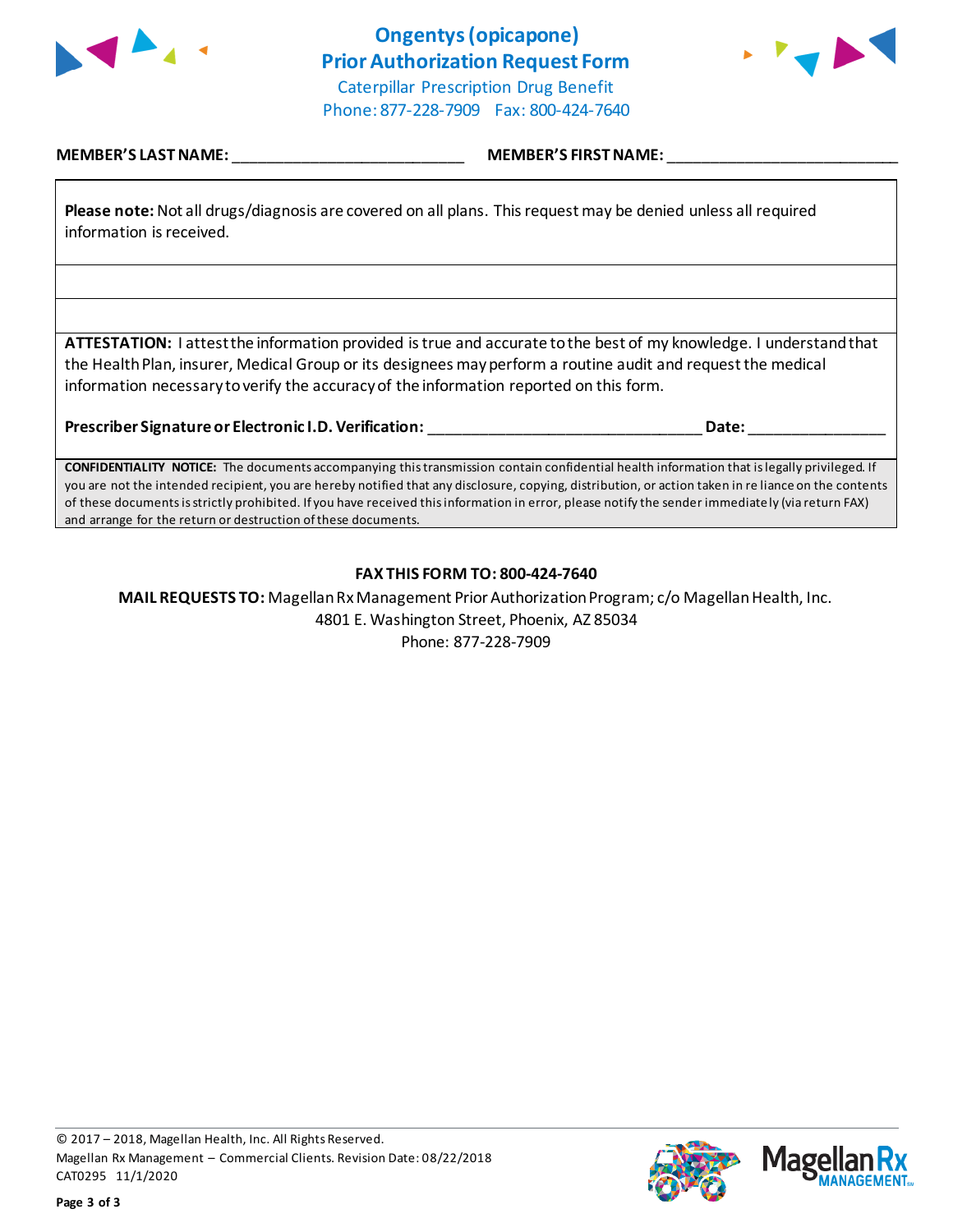# Ongentys (opicapone)
# Prior Authorization Request Form

Caterpillar Prescription Drug Benefit
Phone: 877-228-7909 Fax: 800-424-7640

**MEMBER'S LAST NAME:** ___________________________ **MEMBER'S FIRST NAME:** ___________________________

**Please note:** Not all drugs/diagnosis are covered on all plans. This request may be denied unless all required information is received.

**ATTESTATION:** I attest the information provided is true and accurate to the best of my knowledge. I understand that the Health Plan, insurer, Medical Group or its designees may perform a routine audit and request the medical information necessary to verify the accuracy of the information reported on this form.

**Prescriber Signature or Electronic I.D. Verification:** _______________________________ **Date:** _______________

**CONFIDENTIALITY NOTICE:** The documents accompanying this transmission contain confidential health information that is legally privileged. If you are not the intended recipient, you are hereby notified that any disclosure, copying, distribution, or action taken in reliance on the contents of these documents is strictly prohibited. If you have received this information in error, please notify the sender immediately (via return FAX) and arrange for the return or destruction of these documents.

**FAX THIS FORM TO: 800-424-7640**

**MAIL REQUESTS TO:** Magellan Rx Management Prior Authorization Program; c/o Magellan Health, Inc.
4801 E. Washington Street, Phoenix, AZ 85034
Phone: 877-228-7909

© 2017 – 2018, Magellan Health, Inc. All Rights Reserved.
Magellan Rx Management – Commercial Clients. Revision Date: 08/22/2018
CAT0295 11/1/2020